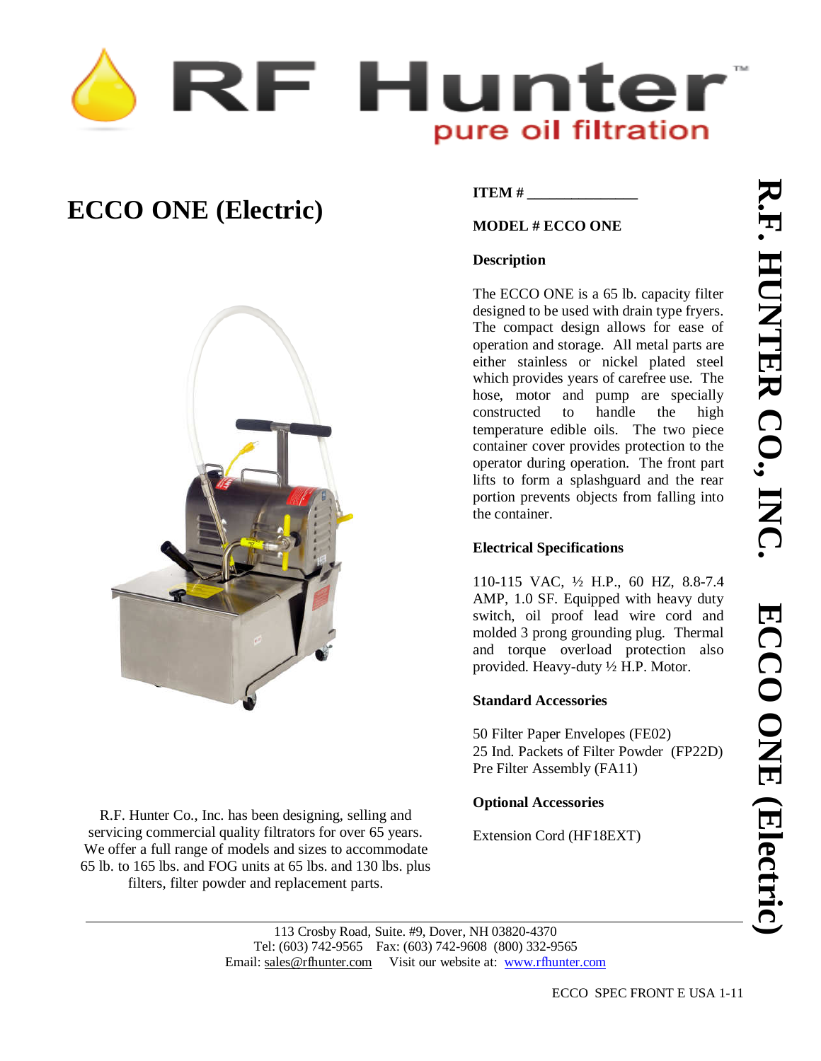RF Hunter™
pure oil filtration

# ECCO ONE (Electric)

R.F. Hunter Co., Inc. has been designing, selling and servicing commercial quality filtrators for over 65 years. We offer a full range of models and sizes to accommodate 65 lb. to 165 lbs. and FOG units at 65 lbs. and 130 lbs. plus filters, filter powder and replacement parts.

**ITEM # _______________**

**MODEL # ECCO ONE**

### Description

The ECCO ONE is a 65 lb. capacity filter designed to be used with drain type fryers. The compact design allows for ease of operation and storage. All metal parts are either stainless or nickel plated steel which provides years of carefree use. The hose, motor and pump are specially constructed to handle the high temperature edible oils. The two piece container cover provides protection to the operator during operation. The front part lifts to form a splashguard and the rear portion prevents objects from falling into the container.

### Electrical Specifications

110-115 VAC, ½ H.P., 60 HZ, 8.8-7.4 AMP, 1.0 SF. Equipped with heavy duty switch, oil proof lead wire cord and molded 3 prong grounding plug. Thermal and torque overload protection also provided. Heavy-duty ½ H.P. Motor.

### Standard Accessories

50 Filter Paper Envelopes (FE02)
25 Ind. Packets of Filter Powder (FP22D)
Pre Filter Assembly (FA11)

### Optional Accessories

Extension Cord (HF18EXT)

**R.F. HUNTER CO., INC. ECCO ONE (Electric)**

113 Crosby Road, Suite. #9, Dover, NH 03820-4370
Tel: (603) 742-9565 Fax: (603) 742-9608 (800) 332-9565
Email: sales@rfhunter.com Visit our website at: www.rfhunter.com

ECCO SPEC FRONT E USA 1-11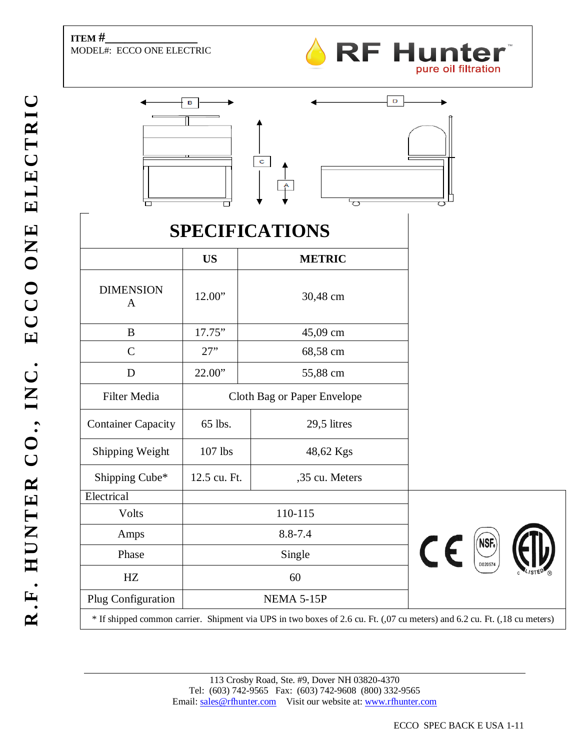**ITEM #**\_\_\_\_\_\_\_\_\_\_\_\_\_\_\_\_\_\_

MODEL#: ECCO ONE ELECTRIC

RF Hunter
pure oil filtration

R.F. HUNTER CO., INC. ECCO ONE ELECTRIC

B

D

C

A

# SPECIFICATIONS

| | US | METRIC |
|---|---|---|
| DIMENSION A | 12.00" | 30,48 cm |
| B | 17.75" | 45,09 cm |
| C | 27" | 68,58 cm |
| D | 22.00" | 55,88 cm |
| Filter Media | Cloth Bag or Paper Envelope | |
| Container Capacity | 65 lbs. | 29,5 litres |
| Shipping Weight | 107 lbs | 48,62 Kgs |
| Shipping Cube* | 12.5 cu. Ft. | ,35 cu. Meters |
| Electrical | | |
| Volts | 110-115 | |
| Amps | 8.8-7.4 | |
| Phase | Single | |
| HZ | 60 | |
| Plug Configuration | NEMA 5-15P | |

\* If shipped common carrier. Shipment via UPS in two boxes of 2.6 cu. Ft. (,07 cu meters) and 6.2 cu. Ft. (,18 cu meters)

CE NSF D020574 ETL LISTED

113 Crosby Road, Ste. #9, Dover NH 03820-4370
Tel: (603) 742-9565 Fax: (603) 742-9608 (800) 332-9565
Email: sales@rfhunter.com Visit our website at: www.rfhunter.com

ECCO SPEC BACK E USA 1-11